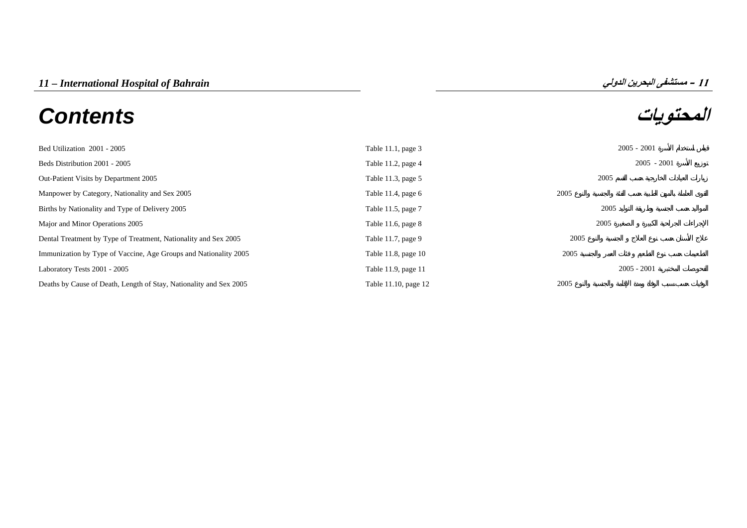# 11 – International Hospital of Bahrain

# 11 – مستشفى البحرين الدولي

# Contents

# المحتويات

| | | |
|---|---|---|
| Bed Utilization 2001 - 2005 | Table 11.1, page 3 | قياس استخدام الأسرة 2001 - 2005 |
| Beds Distribution 2001 - 2005 | Table 11.2, page 4 | توزيع الأسرة 2001 - 2005 |
| Out-Patient Visits by Department 2005 | Table 11.3, page 5 | زيارات العيادات الخارجية حسب القسم 2005 |
| Manpower by Category, Nationality and Sex 2005 | Table 11.4, page 6 | القوى العاملة بالمهن الطبية حسب الفئة والجنسية والنوع 2005 |
| Births by Nationality and Type of Delivery 2005 | Table 11.5, page 7 | المواليد حسب الجنسية وطريقة التوليد 2005 |
| Major and Minor Operations 2005 | Table 11.6, page 8 | الإجراءات الجراحية الكبيرة و الصغيرة 2005 |
| Dental Treatment by Type of Treatment, Nationality and Sex 2005 | Table 11.7, page 9 | علاج الأسنان حسب نوع العلاج و الجنسية والنوع 2005 |
| Immunization by Type of Vaccine, Age Groups and Nationality 2005 | Table 11.8, page 10 | التطعيمات حسب نوع التطعيم و فئات العمر والجنسية 2005 |
| Laboratory Tests 2001 - 2005 | Table 11.9, page 11 | الفحوصات المختبرية 2001 - 2005 |
| Deaths by Cause of Death, Length of Stay, Nationality and Sex 2005 | Table 11.10, page 12 | الوفيات حسب سبب الوفاة ومدة الإقامة والجنسية والنوع 2005 |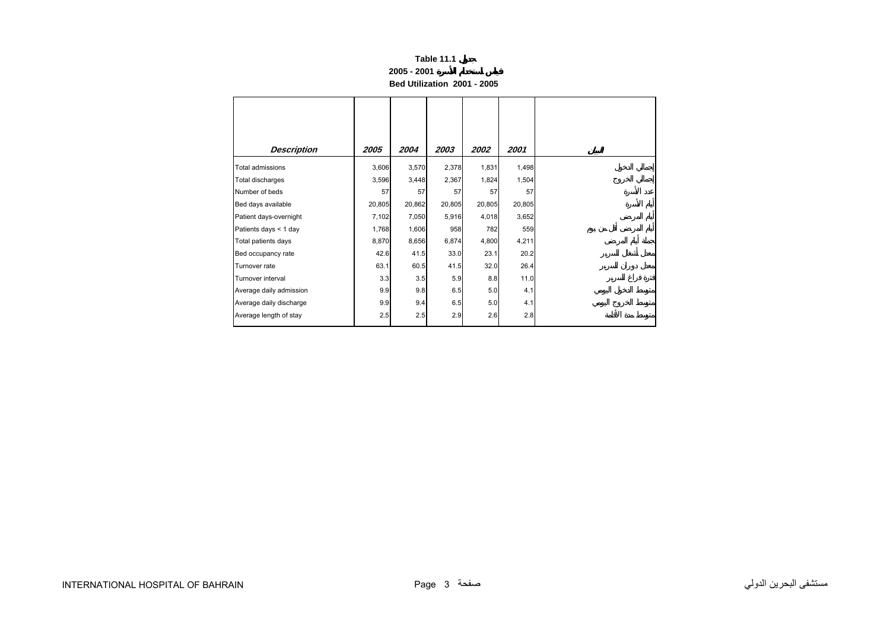# Table 11.1 جدول

## 2005 - 2001 قياس استخدام الأسرة

## Bed Utilization 2001 - 2005

| Description | 2005 | 2004 | 2003 | 2002 | 2001 | البيان |
|---|---|---|---|---|---|---|
| Total admissions | 3,606 | 3,570 | 2,378 | 1,831 | 1,498 | إجمالي الدخول |
| Total discharges | 3,596 | 3,448 | 2,367 | 1,824 | 1,504 | إجمالي الخروج |
| Number of beds | 57 | 57 | 57 | 57 | 57 | عدد الأسرة |
| Bed days available | 20,805 | 20,862 | 20,805 | 20,805 | 20,805 | أيام الأسرة |
| Patient days-overnight | 7,102 | 7,050 | 5,916 | 4,018 | 3,652 | أيام المرضى |
| Patients days < 1 day | 1,768 | 1,606 | 958 | 782 | 559 | أيام المرضى أقل من يوم |
| Total patients days | 8,870 | 8,656 | 6,874 | 4,800 | 4,211 | جملة أيام المرضى |
| Bed occupancy rate | 42.6 | 41.5 | 33.0 | 23.1 | 20.2 | معدل أشغال السرير |
| Turnover rate | 63.1 | 60.5 | 41.5 | 32.0 | 26.4 | معدل دوران السرير |
| Turnover interval | 3.3 | 3.5 | 5.9 | 8.8 | 11.0 | فترة فراغ السرير |
| Average daily admission | 9.9 | 9.8 | 6.5 | 5.0 | 4.1 | متوسط الدخول اليومي |
| Average daily discharge | 9.9 | 9.4 | 6.5 | 5.0 | 4.1 | متوسط الخروج اليومي |
| Average length of stay | 2.5 | 2.5 | 2.9 | 2.6 | 2.8 | متوسط مدة الأقامة |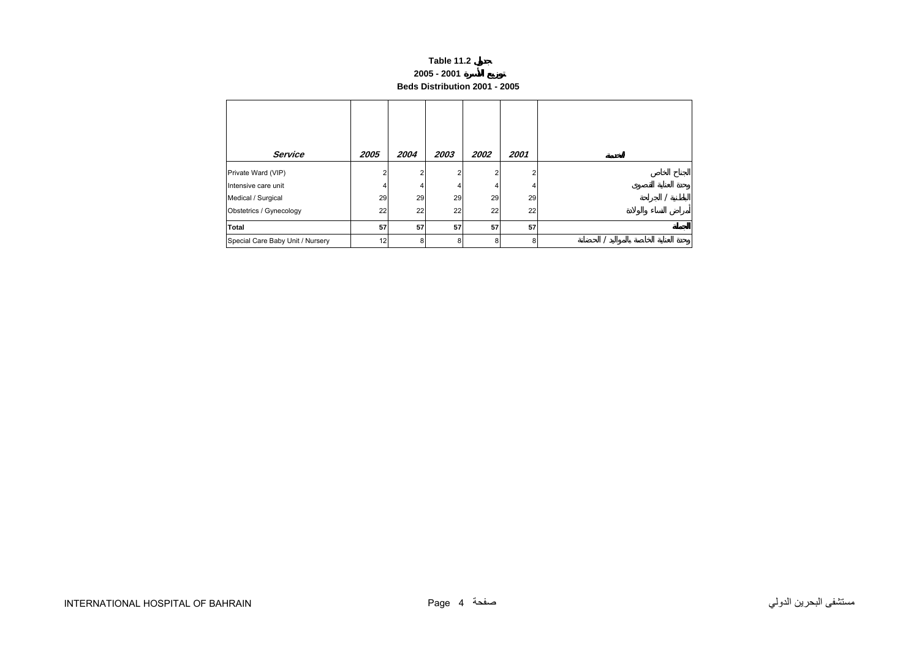**Table 11.2 جدول**

**2005 - 2001 توزيع الأسرة**

**Beds Distribution 2001 - 2005**

| *Service* | *2005* | *2004* | *2003* | *2002* | *2001* | الخدمة |
|---|---|---|---|---|---|---|
| Private Ward (VIP) | 2 | 2 | 2 | 2 | 2 | الجناح الخاص |
| Intensive care unit | 4 | 4 | 4 | 4 | 4 | وحدة العناية القصوى |
| Medical / Surgical | 29 | 29 | 29 | 29 | 29 | الباطنية / الجراحة |
| Obstetrics / Gynecology | 22 | 22 | 22 | 22 | 22 | أمراض النساء والولادة |
| **Total** | **57** | **57** | **57** | **57** | **57** | **الجملة** |
| Special Care Baby Unit / Nursery | 12 | 8 | 8 | 8 | 8 | وحدة العناية الخاصة بالمواليد / الحضانة |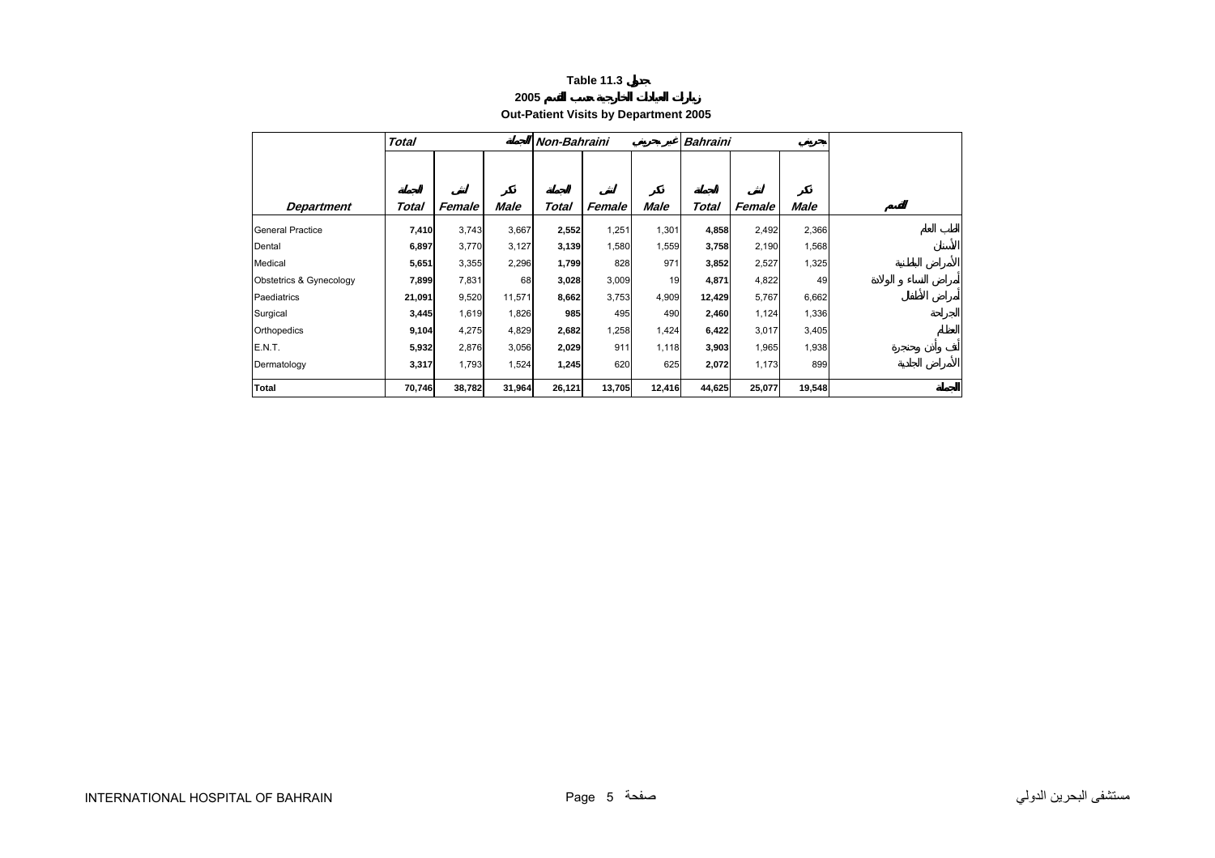**Table 11.3 جدول**

**زيارات العيادات الخارجية حسب القسم 2005**

**Out-Patient Visits by Department 2005**

| | *Total* | | الجملة | *Non-Bahraini* | | غير بحريني | *Bahraini* | | بحريني | |
|---|---|---|---|---|---|---|---|---|---|---|
| | الجملة | أنثى | ذكر | الجملة | أنثى | ذكر | الجملة | أنثى | ذكر | |
| ***Department*** | ***Total*** | ***Female*** | ***Male*** | ***Total*** | ***Female*** | ***Male*** | ***Total*** | ***Female*** | ***Male*** | القسم |
| General Practice | **7,410** | 3,743 | 3,667 | **2,552** | 1,251 | 1,301 | **4,858** | 2,492 | 2,366 | الطب العام |
| Dental | **6,897** | 3,770 | 3,127 | **3,139** | 1,580 | 1,559 | **3,758** | 2,190 | 1,568 | الأسنان |
| Medical | **5,651** | 3,355 | 2,296 | **1,799** | 828 | 971 | **3,852** | 2,527 | 1,325 | الأمراض الباطنية |
| Obstetrics & Gynecology | **7,899** | 7,831 | 68 | **3,028** | 3,009 | 19 | **4,871** | 4,822 | 49 | أمراض النساء و الولادة |
| Paediatrics | **21,091** | 9,520 | 11,571 | **8,662** | 3,753 | 4,909 | **12,429** | 5,767 | 6,662 | أمراض الأطفال |
| Surgical | **3,445** | 1,619 | 1,826 | **985** | 495 | 490 | **2,460** | 1,124 | 1,336 | الجراحة |
| Orthopedics | **9,104** | 4,275 | 4,829 | **2,682** | 1,258 | 1,424 | **6,422** | 3,017 | 3,405 | العظام |
| E.N.T. | **5,932** | 2,876 | 3,056 | **2,029** | 911 | 1,118 | **3,903** | 1,965 | 1,938 | أنف وأذن وحنجرة |
| Dermatology | **3,317** | 1,793 | 1,524 | **1,245** | 620 | 625 | **2,072** | 1,173 | 899 | الأمراض الجلدية |
| **Total** | **70,746** | **38,782** | **31,964** | **26,121** | **13,705** | **12,416** | **44,625** | **25,077** | **19,548** | **الجملة** |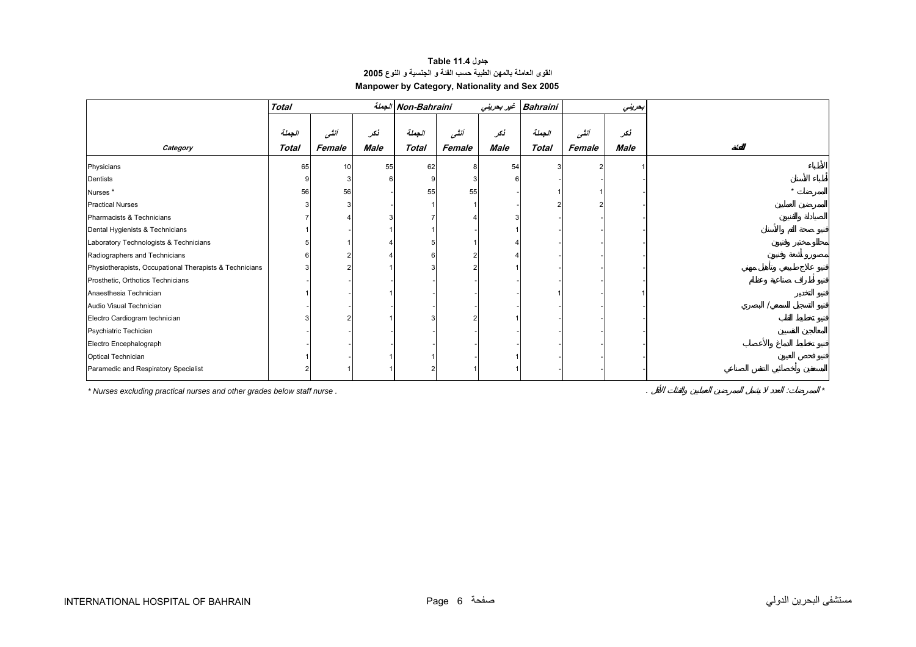**Table 11.4 جدول**

**القوى العاملة بالمهن الطبية حسب الفئة و الجنسية و النوع 2005**

**Manpower by Category, Nationality and Sex 2005**

| | Total | | الجملة | Non-Bahraini | | غير بحريني | Bahraini | | بحريني | |
|---|---|---|---|---|---|---|---|---|---|---|
| | الجملة | أنثى | ذكر | الجملة | أنثى | ذكر | الجملة | أنثى | ذكر | |
| **Category** | **Total** | **Female** | **Male** | **Total** | **Female** | **Male** | **Total** | **Female** | **Male** | **الفئة** |
| Physicians | 65 | 10 | 55 | 62 | 8 | 54 | 3 | 2 | 1 | الأطباء |
| Dentists | 9 | 3 | 6 | 9 | 3 | 6 | - | - | - | أطباء الأسنان |
| Nurses * | 56 | 56 | - | 55 | 55 | - | 1 | 1 | - | الممرضات * |
| Practical Nurses | 3 | 3 | - | 1 | 1 | - | 2 | 2 | - | الممرضين العمليين |
| Pharmacists & Technicians | 7 | 4 | 3 | 7 | 4 | 3 | - | - | - | الصيادلة والفنيين |
| Dental Hygienists & Technicians | 1 | - | 1 | 1 | - | 1 | - | - | - | فنيو صحة الفم والأسنان |
| Laboratory Technologists & Technicians | 5 | 1 | 4 | 5 | 1 | 4 | - | - | - | محللو مختبر وفنيين |
| Radiographers and Technicians | 6 | 2 | 4 | 6 | 2 | 4 | - | - | - | مصورو أشعة وفنيين |
| Physiotherapists, Occupational Therapists & Technicians | 3 | 2 | 1 | 3 | 2 | 1 | - | - | - | فنيو علاج طبيعي وتأهيل مهني |
| Prosthetic, Orthotics Technicians | - | - | - | - | - | - | - | - | - | فنيو أطراف صناعية وعظام |
| Anaesthesia Technician | 1 | - | 1 | - | - | - | 1 | - | 1 | فنيو التخدير |
| Audio Visual Technician | - | - | - | - | - | - | - | - | - | فنيو التسجيل السمعي/ البصري |
| Electro Cardiogram technician | 3 | 2 | 1 | 3 | 2 | 1 | - | - | - | فنيو تخطيط القلب |
| Psychiatric Techician | - | - | - | - | - | - | - | - | - | المعالجين النفسيين |
| Electro Encephalograph | - | - | - | - | - | - | - | - | - | فنيو تخطيط الدماغ والأعصاب |
| Optical Technician | 1 | - | 1 | 1 | - | 1 | - | - | - | فنيو فحص العيون |
| Paramedic and Respiratory Specialist | 2 | 1 | 1 | 2 | 1 | 1 | - | - | - | المسعفين وأخصائيي التنفس الصناعي |

*\* Nurses excluding practical nurses and other grades below staff nurse .*

*\* الممرضات: العدد لا يشمل الممرضين العمليين والفئات الأقل .*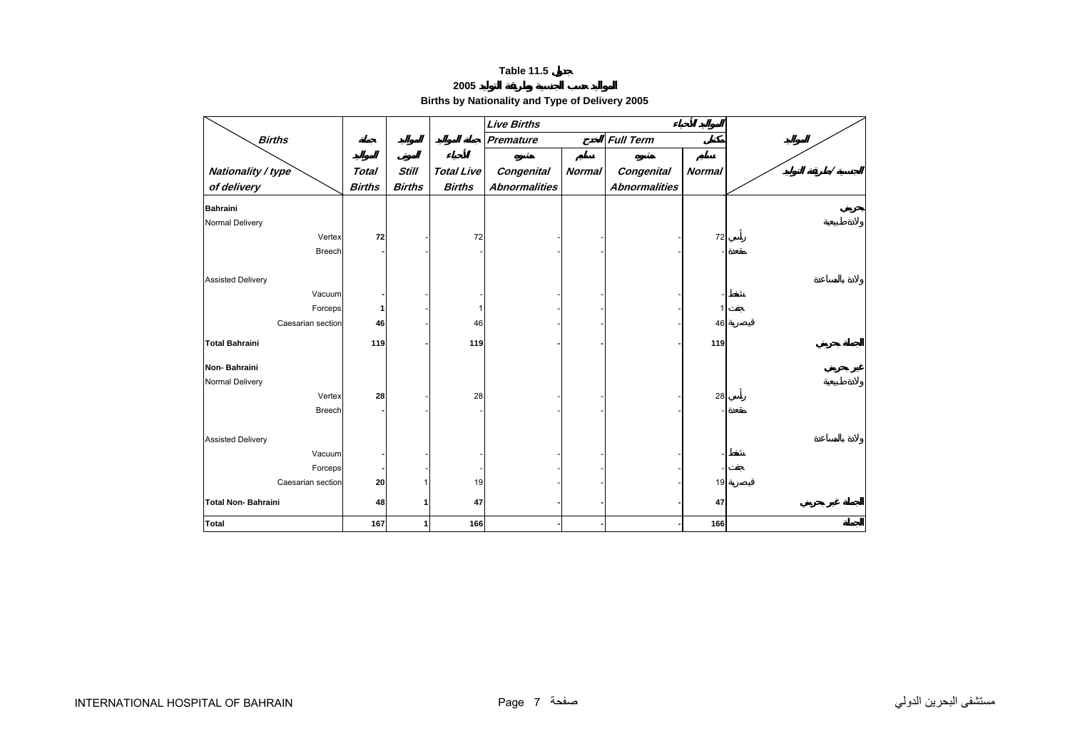**Table 11.5 جدول**

**2005 المواليد حسب الجنسية وطريقة التوليد**

**Births by Nationality and Type of Delivery 2005**

| Births / Nationality / type of delivery | Total Births جملة المواليد | Still Births المواليد الموتى | Total Live Births جملة المواليد الأحياء | Live Births المواليد الأحياء | | | | المواليد / الجنسية / طريقة التوليد |
|---|---|---|---|---|---|---|---|---|
| | | | | Premature الخدج | | Full Term مكتمل | | |
| | | | | Congenital Abnormalities مشوه | Normal سليم | Congenital Abnormalities مشوه | Normal سليم | |
| **Bahraini** | | | | | | | | **بحريني** |
| Normal Delivery | | | | | | | | ولادة طبيعية |
| Vertex | **72** | - | 72 | - | - | - | 72 | رأسي |
| Breech | **-** | - | - | - | - | - | - | مقعدة |
| Assisted Delivery | | | | | | | | ولادة بالمساعدة |
| Vacuum | **-** | - | - | - | - | - | - | شفط |
| Forceps | **1** | - | 1 | - | - | - | 1 | جفت |
| Caesarian section | **46** | - | 46 | - | - | - | 46 | قيصرية |
| **Total Bahraini** | **119** | **-** | **119** | **-** | **-** | **-** | **119** | **الجملة بحريني** |
| **Non- Bahraini** | | | | | | | | **غير بحريني** |
| Normal Delivery | | | | | | | | ولادة طبيعية |
| Vertex | **28** | - | 28 | - | - | - | 28 | رأسي |
| Breech | **-** | - | - | - | - | - | - | مقعدة |
| Assisted Delivery | | | | | | | | ولادة بالمساعدة |
| Vacuum | **-** | - | - | - | - | - | - | شفط |
| Forceps | **-** | - | - | - | - | - | - | جفت |
| Caesarian section | **20** | 1 | 19 | - | - | - | 19 | قيصرية |
| **Total Non- Bahraini** | **48** | **1** | **47** | **-** | **-** | **-** | **47** | **الجملة غير بحريني** |
| **Total** | **167** | **1** | **166** | **-** | **-** | **-** | **166** | **الجملة** |

INTERNATIONAL HOSPITAL OF BAHRAIN مستشفى البحرين الدولي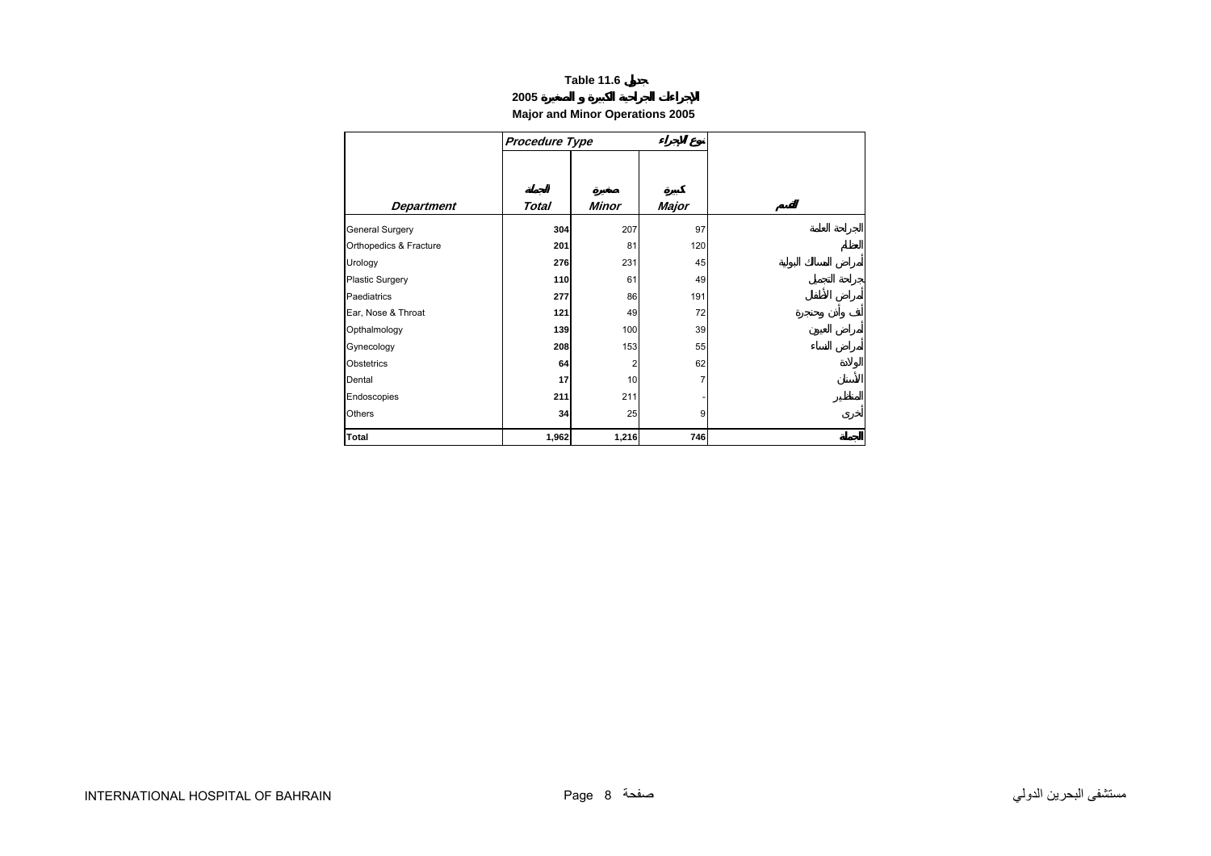# Table 11.6 جدول

## الإجراءات الجراحية الكبيرة و الصغيرة 2005

## Major and Minor Operations 2005

| | Procedure Type | | نوع الإجراء | |
|---|---|---|---|---|
| | الجملة | صغيرة | كبيرة | |
| **Department** | **Total** | **Minor** | **Major** | **القسم** |
| General Surgery | **304** | 207 | 97 | الجراحة العامة |
| Orthopedics & Fracture | **201** | 81 | 120 | العظام |
| Urology | **276** | 231 | 45 | أمراض المسالك البولية |
| Plastic Surgery | **110** | 61 | 49 | جراحة التجميل |
| Paediatrics | **277** | 86 | 191 | أمراض الأطفال |
| Ear, Nose & Throat | **121** | 49 | 72 | أنف وأذن وحنجرة |
| Opthalmology | **139** | 100 | 39 | أمراض العيون |
| Gynecology | **208** | 153 | 55 | أمراض النساء |
| Obstetrics | **64** | 2 | 62 | الولادة |
| Dental | **17** | 10 | 7 | الأسنان |
| Endoscopies | **211** | 211 | - | المناظير |
| Others | **34** | 25 | 9 | أخرى |
| **Total** | **1,962** | **1,216** | **746** | **الجملة** |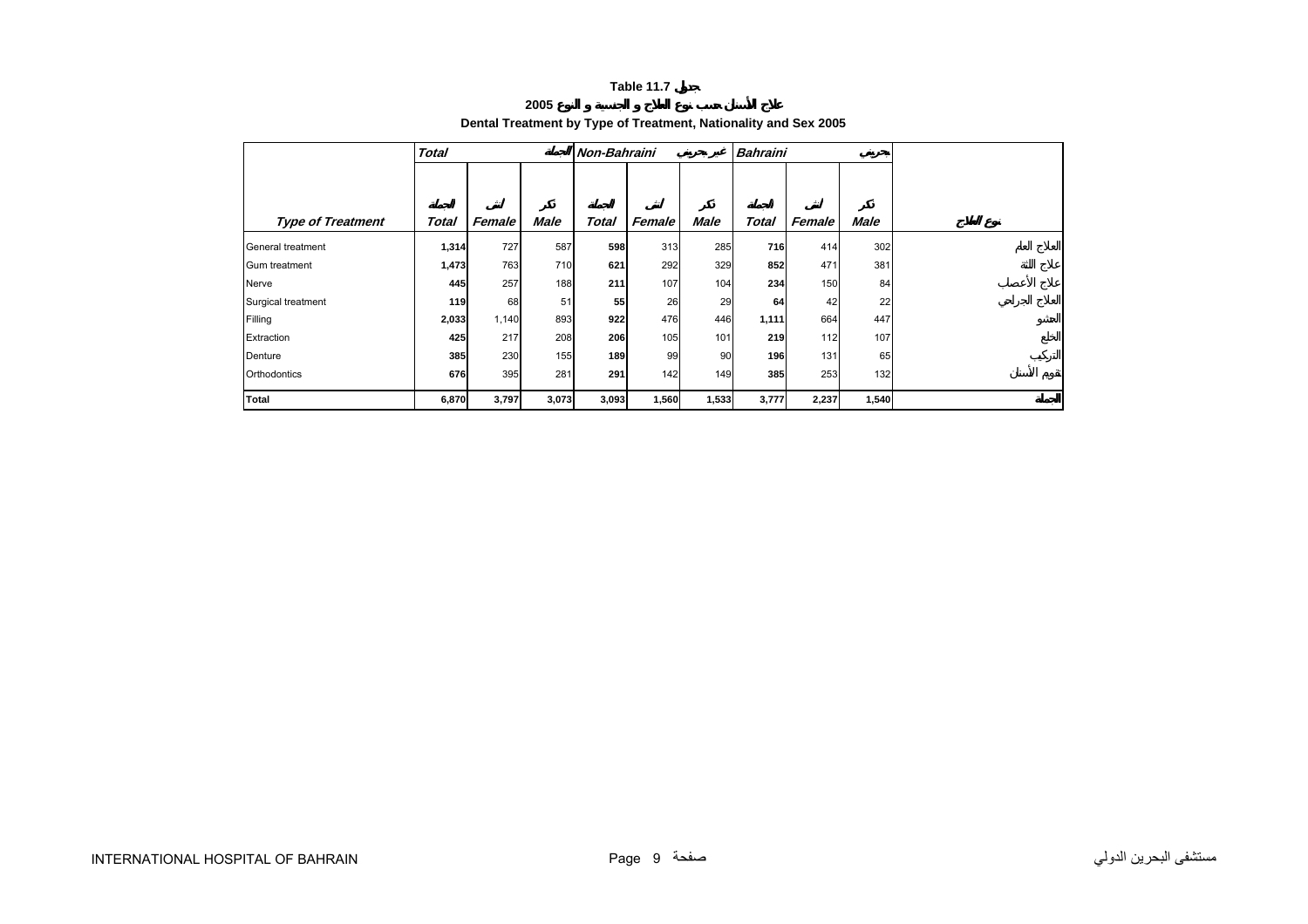**Table 11.7 جدول**

**علاج الأسنان حسب نوع العلاج و الجنسية و النوع 2005**

**Dental Treatment by Type of Treatment, Nationality and Sex 2005**

| | *Total* | | الجملة | *Non-Bahraini* | | غير بحريني | *Bahraini* | | بحريني | |
|---|---|---|---|---|---|---|---|---|---|---|
| | الجملة | أنثى | ذكر | الجملة | أنثى | ذكر | الجملة | أنثى | ذكر | |
| ***Type of Treatment*** | ***Total*** | ***Female*** | ***Male*** | ***Total*** | ***Female*** | ***Male*** | ***Total*** | ***Female*** | ***Male*** | **نوع العلاج** |
| General treatment | **1,314** | 727 | 587 | **598** | 313 | 285 | **716** | 414 | 302 | العلاج العام |
| Gum treatment | **1,473** | 763 | 710 | **621** | 292 | 329 | **852** | 471 | 381 | علاج اللثة |
| Nerve | **445** | 257 | 188 | **211** | 107 | 104 | **234** | 150 | 84 | علاج الأعصاب |
| Surgical treatment | **119** | 68 | 51 | **55** | 26 | 29 | **64** | 42 | 22 | العلاج الجراحي |
| Filling | **2,033** | 1,140 | 893 | **922** | 476 | 446 | **1,111** | 664 | 447 | الحشو |
| Extraction | **425** | 217 | 208 | **206** | 105 | 101 | **219** | 112 | 107 | الخلع |
| Denture | **385** | 230 | 155 | **189** | 99 | 90 | **196** | 131 | 65 | التركيب |
| Orthodontics | **676** | 395 | 281 | **291** | 142 | 149 | **385** | 253 | 132 | تقويم الأسنان |
| **Total** | **6,870** | **3,797** | **3,073** | **3,093** | **1,560** | **1,533** | **3,777** | **2,237** | **1,540** | **الجملة** |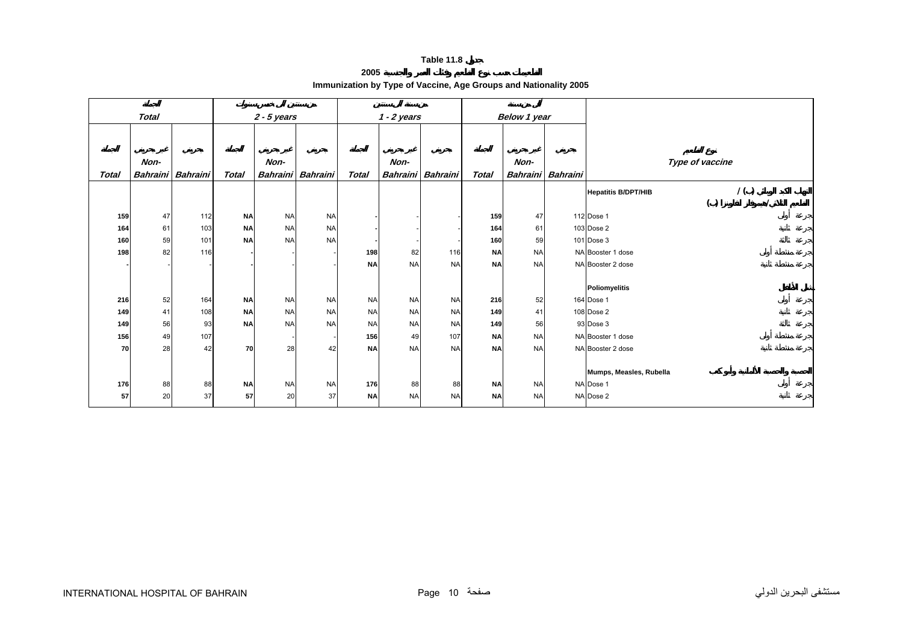**Table 11.8 جدول**

**2005 التطعيمات حسب نوع التطعيم وفئات العمر والجنسية**

**Immunization by Type of Vaccine, Age Groups and Nationality 2005**

| Total | | | 2 - 5 years | | | 1 - 2 years | | | Below 1 year | | | Type of vaccine |
|---|---|---|---|---|---|---|---|---|---|---|---|---|
| Total | Non-Bahraini | Bahraini | Total | Non-Bahraini | Bahraini | Total | Non-Bahraini | Bahraini | Total | Non-Bahraini | Bahraini | |
| | | | | | | | | | | | | **Hepatitis B/DPT/HIB** |
| **159** | 47 | 112 | **NA** | NA | NA | **-** | - | - | **159** | 47 | 112 | Dose 1 |
| **164** | 61 | 103 | **NA** | NA | NA | **-** | - | - | **164** | 61 | 103 | Dose 2 |
| **160** | 59 | 101 | **NA** | NA | NA | **-** | - | - | **160** | 59 | 101 | Dose 3 |
| **198** | 82 | 116 | **-** | - | - | **198** | 82 | 116 | **NA** | NA | NA | Booster 1 dose |
| **-** | - | - | **-** | - | - | **NA** | NA | NA | **NA** | NA | NA | Booster 2 dose |
| | | | | | | | | | | | | **Poliomyelitis** |
| **216** | 52 | 164 | **NA** | NA | NA | **NA** | NA | NA | **216** | 52 | 164 | Dose 1 |
| **149** | 41 | 108 | **NA** | NA | NA | **NA** | NA | NA | **149** | 41 | 108 | Dose 2 |
| **149** | 56 | 93 | **NA** | NA | NA | **NA** | NA | NA | **149** | 56 | 93 | Dose 3 |
| **156** | 49 | 107 | | - | - | **156** | 49 | 107 | **NA** | NA | NA | Booster 1 dose |
| **70** | 28 | 42 | **70** | 28 | 42 | **NA** | NA | NA | **NA** | NA | NA | Booster 2 dose |
| | | | | | | | | | | | | **Mumps, Measles, Rubella** |
| **176** | 88 | 88 | **NA** | NA | NA | **176** | 88 | 88 | **NA** | NA | NA | Dose 1 |
| **57** | 20 | 37 | **57** | 20 | 37 | **NA** | NA | NA | **NA** | NA | NA | Dose 2 |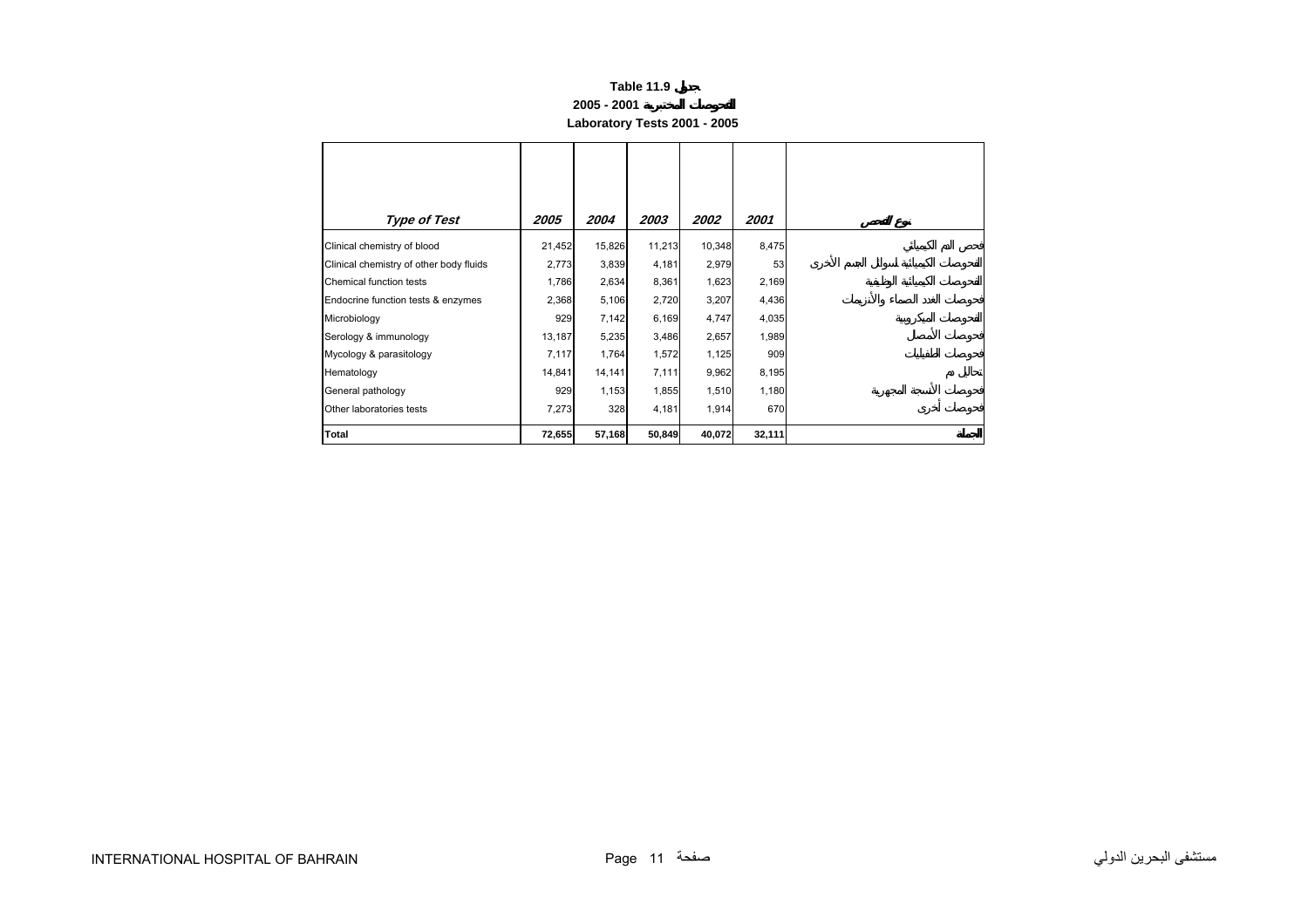**Table 11.9 جدول**

**2005 - 2001 الفحوصات المختبرية**

**Laboratory Tests 2001 - 2005**

| *Type of Test* | *2005* | *2004* | *2003* | *2002* | *2001* | نوع الفحص |
|---|---|---|---|---|---|---|
| Clinical chemistry of blood | 21,452 | 15,826 | 11,213 | 10,348 | 8,475 | فحص الدم الكيميائي |
| Clinical chemistry of other body fluids | 2,773 | 3,839 | 4,181 | 2,979 | 53 | الفحوصات الكيميائية لسوائل الجسم الأخرى |
| Chemical function tests | 1,786 | 2,634 | 8,361 | 1,623 | 2,169 | الفحوصات الكيميائية الوظيفية |
| Endocrine function tests & enzymes | 2,368 | 5,106 | 2,720 | 3,207 | 4,436 | فحوصات الغدد الصماء والأنزيمات |
| Microbiology | 929 | 7,142 | 6,169 | 4,747 | 4,035 | الفحوصات الميكروبية |
| Serology & immunology | 13,187 | 5,235 | 3,486 | 2,657 | 1,989 | فحوصات الأمصال |
| Mycology & parasitology | 7,117 | 1,764 | 1,572 | 1,125 | 909 | فحوصات الطفيليات |
| Hematology | 14,841 | 14,141 | 7,111 | 9,962 | 8,195 | تحاليل دم |
| General pathology | 929 | 1,153 | 1,855 | 1,510 | 1,180 | فحوصات الأنسجة المجهرية |
| Other laboratories tests | 7,273 | 328 | 4,181 | 1,914 | 670 | فحوصات أخرى |
| **Total** | **72,655** | **57,168** | **50,849** | **40,072** | **32,111** | **الجملة** |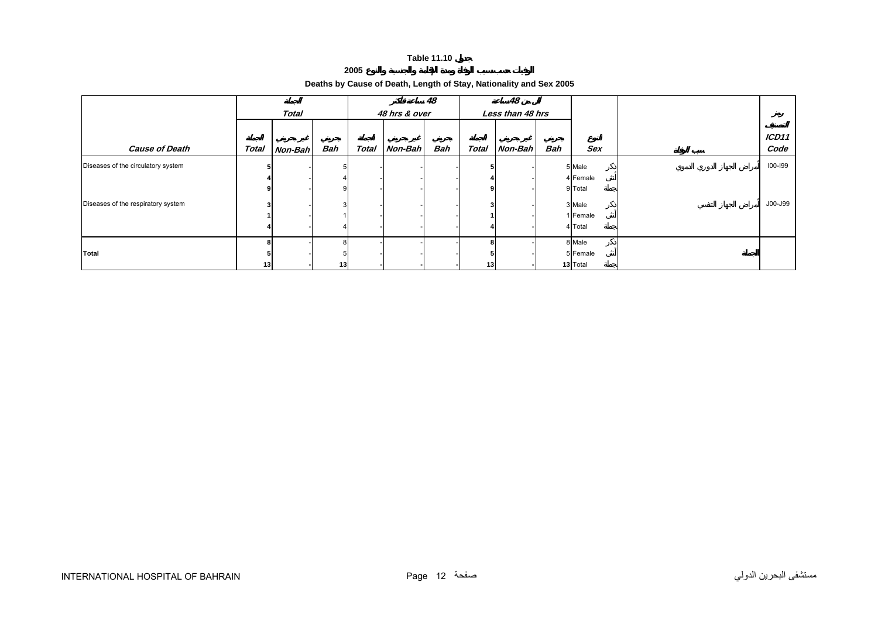# Table 11.10 جدول

## 2005

## Deaths by Cause of Death, Length of Stay, Nationality and Sex 2005

| Cause of Death | Total (Total) | Non-Bah (Total) | Bah (Total) | Total (48 hrs & over) | Non-Bah (48 hrs & over) | Bah (48 hrs & over) | Total (Less than 48 hrs) | Non-Bah (Less than 48 hrs) | Bah (Less than 48 hrs) | Sex | | ICD11 Code |
|---|---|---|---|---|---|---|---|---|---|---|---|---|
| Diseases of the circulatory system | 5 | - | 5 | - | - | - | 5 | - | 5 | Male ذكر | أمراض الجهاز الدوري الدموي | I00-I99 |
| | 4 | - | 4 | - | - | - | 4 | - | 4 | Female أنثى | | |
| | 9 | - | 9 | - | - | - | 9 | - | 9 | Total جملة | | |
| Diseases of the respiratory system | 3 | - | 3 | - | - | - | 3 | - | 3 | Male ذكر | أمراض الجهاز التنفسي | J00-J99 |
| | 1 | - | 1 | - | - | - | 1 | - | 1 | Female أنثى | | |
| | 4 | - | 4 | - | - | - | 4 | - | 4 | Total جملة | | |
| | 8 | - | 8 | - | - | - | 8 | - | 8 | Male ذكر | | |
| Total | 5 | - | 5 | - | - | - | 5 | - | 5 | Female أنثى | | |
| | 13 | - | 13 | - | - | - | 13 | - | 13 | Total جملة | | |

INTERNATIONAL HOSPITAL OF BAHRAIN مستشفى البحرين الدولي